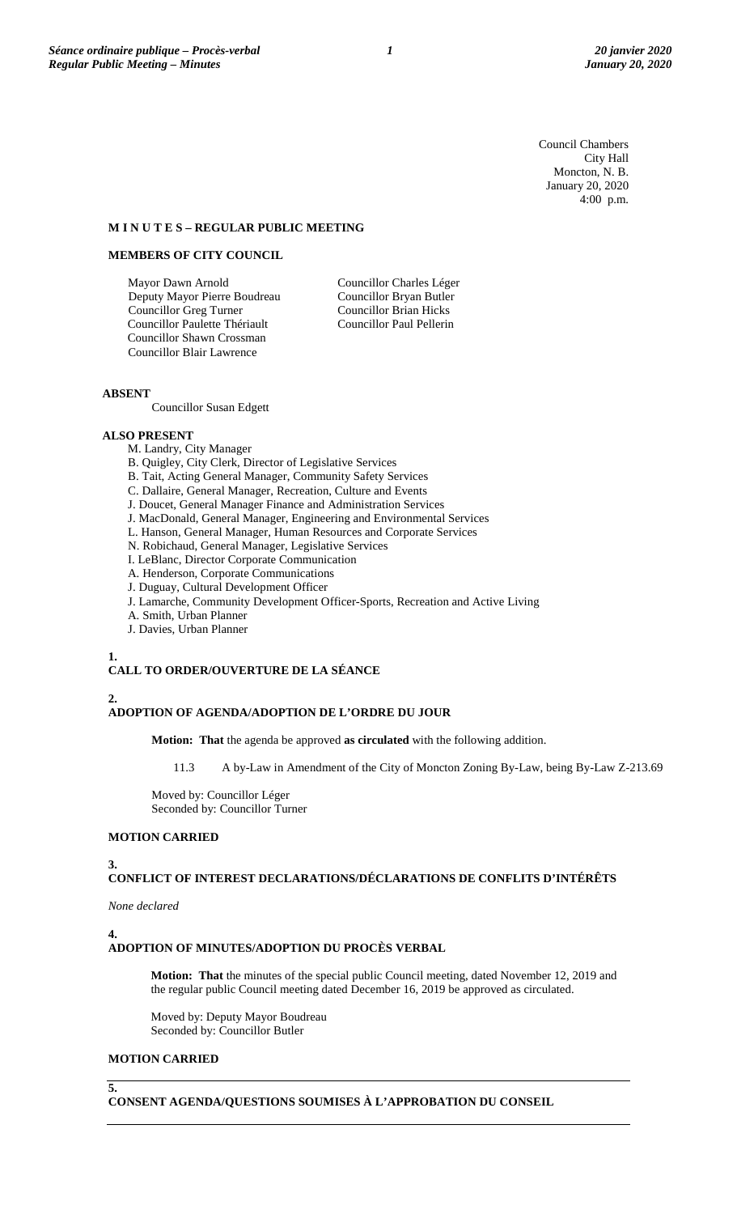Council Chambers
City Hall
Moncton, N. B.
January 20, 2020
4:00 p.m.

**M I N U T E S – REGULAR PUBLIC MEETING**

**MEMBERS OF CITY COUNCIL**

Mayor Dawn Arnold
Deputy Mayor Pierre Boudreau
Councillor Greg Turner
Councillor Paulette Thériault
Councillor Shawn Crossman
Councillor Blair Lawrence
Councillor Charles Léger
Councillor Bryan Butler
Councillor Brian Hicks
Councillor Paul Pellerin

**ABSENT**

Councillor Susan Edgett

**ALSO PRESENT**

M. Landry, City Manager
B. Quigley, City Clerk, Director of Legislative Services
B. Tait, Acting General Manager, Community Safety Services
C. Dallaire, General Manager, Recreation, Culture and Events
J. Doucet, General Manager Finance and Administration Services
J. MacDonald, General Manager, Engineering and Environmental Services
L. Hanson, General Manager, Human Resources and Corporate Services
N. Robichaud, General Manager, Legislative Services
I. LeBlanc, Director Corporate Communication
A. Henderson, Corporate Communications
J. Duguay, Cultural Development Officer
J. Lamarche, Community Development Officer-Sports, Recreation and Active Living
A. Smith, Urban Planner
J. Davies, Urban Planner

**1.**
**CALL TO ORDER/OUVERTURE DE LA SÉANCE**

**2.**
**ADOPTION OF AGENDA/ADOPTION DE L'ORDRE DU JOUR**

**Motion: That** the agenda be approved **as circulated** with the following addition.

11.3 A by-Law in Amendment of the City of Moncton Zoning By-Law, being By-Law Z-213.69

Moved by: Councillor Léger
Seconded by: Councillor Turner

**MOTION CARRIED**

**3.**
**CONFLICT OF INTEREST DECLARATIONS/DÉCLARATIONS DE CONFLITS D'INTÉRÊTS**

*None declared*

**4.**
**ADOPTION OF MINUTES/ADOPTION DU PROCÈS VERBAL**

**Motion: That** the minutes of the special public Council meeting, dated November 12, 2019 and the regular public Council meeting dated December 16, 2019 be approved as circulated.

Moved by: Deputy Mayor Boudreau
Seconded by: Councillor Butler

**MOTION CARRIED**

**5.**
**CONSENT AGENDA/QUESTIONS SOUMISES À L'APPROBATION DU CONSEIL**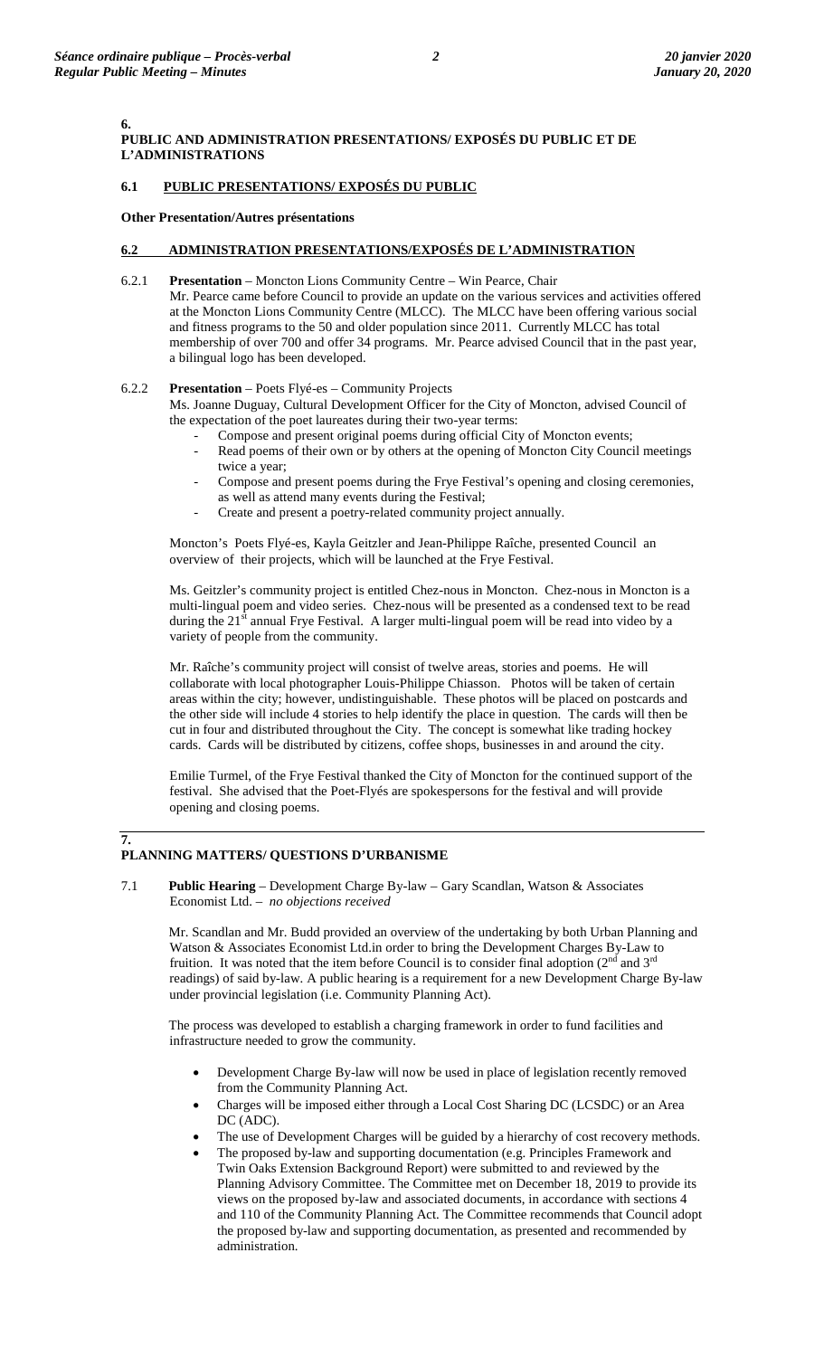## 6. PUBLIC AND ADMINISTRATION PRESENTATIONS/ EXPOSÉS DU PUBLIC ET DE L'ADMINISTRATIONS

### 6.1 PUBLIC PRESENTATIONS/ EXPOSÉS DU PUBLIC

**Other Presentation/Autres présentations**

### 6.2 ADMINISTRATION PRESENTATIONS/EXPOSÉS DE L'ADMINISTRATION

6.2.1 **Presentation** – Moncton Lions Community Centre – Win Pearce, Chair

Mr. Pearce came before Council to provide an update on the various services and activities offered at the Moncton Lions Community Centre (MLCC). The MLCC have been offering various social and fitness programs to the 50 and older population since 2011. Currently MLCC has total membership of over 700 and offer 34 programs. Mr. Pearce advised Council that in the past year, a bilingual logo has been developed.

6.2.2 **Presentation** – Poets Flyé-es – Community Projects

Ms. Joanne Duguay, Cultural Development Officer for the City of Moncton, advised Council of the expectation of the poet laureates during their two-year terms:

- Compose and present original poems during official City of Moncton events;
- Read poems of their own or by others at the opening of Moncton City Council meetings twice a year;
- Compose and present poems during the Frye Festival's opening and closing ceremonies, as well as attend many events during the Festival;
- Create and present a poetry-related community project annually.

Moncton's Poets Flyé-es, Kayla Geitzler and Jean-Philippe Raîche, presented Council an overview of their projects, which will be launched at the Frye Festival.

Ms. Geitzler's community project is entitled Chez-nous in Moncton. Chez-nous in Moncton is a multi-lingual poem and video series. Chez-nous will be presented as a condensed text to be read during the 21st annual Frye Festival. A larger multi-lingual poem will be read into video by a variety of people from the community.

Mr. Raîche's community project will consist of twelve areas, stories and poems. He will collaborate with local photographer Louis-Philippe Chiasson. Photos will be taken of certain areas within the city; however, undistinguishable. These photos will be placed on postcards and the other side will include 4 stories to help identify the place in question. The cards will then be cut in four and distributed throughout the City. The concept is somewhat like trading hockey cards. Cards will be distributed by citizens, coffee shops, businesses in and around the city.

Emilie Turmel, of the Frye Festival thanked the City of Moncton for the continued support of the festival. She advised that the Poet-Flyés are spokespersons for the festival and will provide opening and closing poems.

## 7. PLANNING MATTERS/ QUESTIONS D'URBANISME

7.1 **Public Hearing** – Development Charge By-law – Gary Scandlan, Watson & Associates Economist Ltd. – *no objections received*

Mr. Scandlan and Mr. Budd provided an overview of the undertaking by both Urban Planning and Watson & Associates Economist Ltd.in order to bring the Development Charges By-Law to fruition. It was noted that the item before Council is to consider final adoption (2nd and 3rd readings) of said by-law. A public hearing is a requirement for a new Development Charge By-law under provincial legislation (i.e. Community Planning Act).

The process was developed to establish a charging framework in order to fund facilities and infrastructure needed to grow the community.

- Development Charge By-law will now be used in place of legislation recently removed from the Community Planning Act.
- Charges will be imposed either through a Local Cost Sharing DC (LCSDC) or an Area DC (ADC).
- The use of Development Charges will be guided by a hierarchy of cost recovery methods.
- The proposed by-law and supporting documentation (e.g. Principles Framework and Twin Oaks Extension Background Report) were submitted to and reviewed by the Planning Advisory Committee. The Committee met on December 18, 2019 to provide its views on the proposed by-law and associated documents, in accordance with sections 4 and 110 of the Community Planning Act. The Committee recommends that Council adopt the proposed by-law and supporting documentation, as presented and recommended by administration.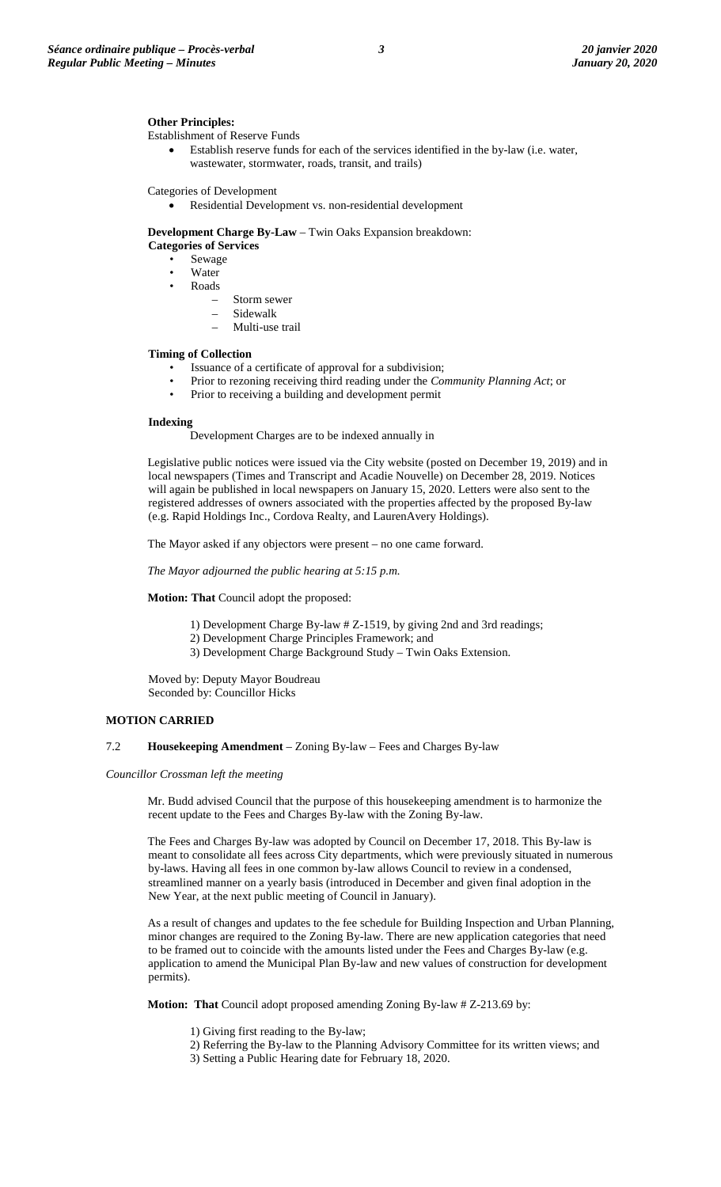**Other Principles:**

Establishment of Reserve Funds

- Establish reserve funds for each of the services identified in the by-law (i.e. water, wastewater, stormwater, roads, transit, and trails)

Categories of Development

- Residential Development vs. non-residential development

**Development Charge By-Law** – Twin Oaks Expansion breakdown:

**Categories of Services**

- Sewage
- Water
- Roads
  - Storm sewer
  - Sidewalk
  - Multi-use trail

**Timing of Collection**

- Issuance of a certificate of approval for a subdivision;
- Prior to rezoning receiving third reading under the *Community Planning Act*; or
- Prior to receiving a building and development permit

**Indexing**

Development Charges are to be indexed annually in

Legislative public notices were issued via the City website (posted on December 19, 2019) and in local newspapers (Times and Transcript and Acadie Nouvelle) on December 28, 2019. Notices will again be published in local newspapers on January 15, 2020. Letters were also sent to the registered addresses of owners associated with the properties affected by the proposed By-law (e.g. Rapid Holdings Inc., Cordova Realty, and LaurenAvery Holdings).

The Mayor asked if any objectors were present – no one came forward.

*The Mayor adjourned the public hearing at 5:15 p.m.*

**Motion: That** Council adopt the proposed:

1) Development Charge By-law # Z-1519, by giving 2nd and 3rd readings;
2) Development Charge Principles Framework; and
3) Development Charge Background Study – Twin Oaks Extension.

Moved by: Deputy Mayor Boudreau
Seconded by: Councillor Hicks

**MOTION CARRIED**

7.2 **Housekeeping Amendment** – Zoning By-law – Fees and Charges By-law

*Councillor Crossman left the meeting*

Mr. Budd advised Council that the purpose of this housekeeping amendment is to harmonize the recent update to the Fees and Charges By-law with the Zoning By-law.

The Fees and Charges By-law was adopted by Council on December 17, 2018. This By-law is meant to consolidate all fees across City departments, which were previously situated in numerous by-laws. Having all fees in one common by-law allows Council to review in a condensed, streamlined manner on a yearly basis (introduced in December and given final adoption in the New Year, at the next public meeting of Council in January).

As a result of changes and updates to the fee schedule for Building Inspection and Urban Planning, minor changes are required to the Zoning By-law. There are new application categories that need to be framed out to coincide with the amounts listed under the Fees and Charges By-law (e.g. application to amend the Municipal Plan By-law and new values of construction for development permits).

**Motion: That** Council adopt proposed amending Zoning By-law # Z-213.69 by:

1) Giving first reading to the By-law;
2) Referring the By-law to the Planning Advisory Committee for its written views; and
3) Setting a Public Hearing date for February 18, 2020.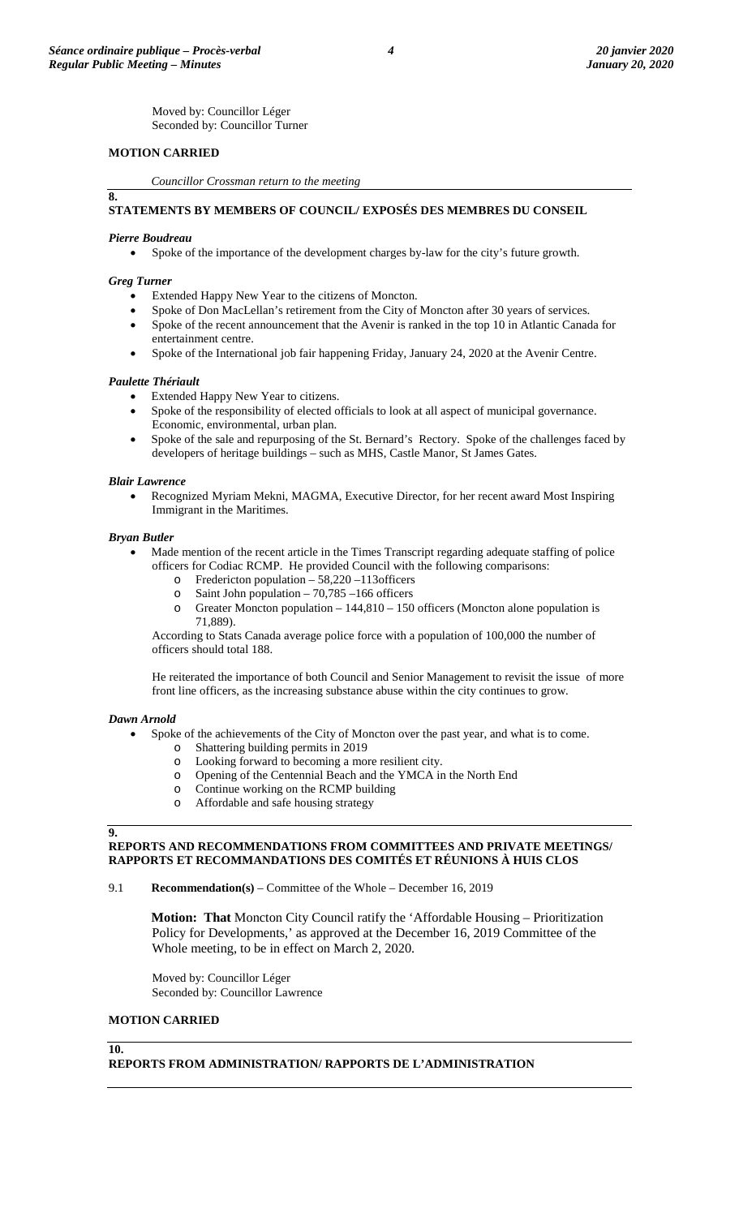Moved by: Councillor Léger
Seconded by: Councillor Turner

**MOTION CARRIED**

*Councillor Crossman return to the meeting*

## 8. STATEMENTS BY MEMBERS OF COUNCIL/ EXPOSÉS DES MEMBRES DU CONSEIL

***Pierre Boudreau***

- Spoke of the importance of the development charges by-law for the city's future growth.

***Greg Turner***

- Extended Happy New Year to the citizens of Moncton.
- Spoke of Don MacLellan's retirement from the City of Moncton after 30 years of services.
- Spoke of the recent announcement that the Avenir is ranked in the top 10 in Atlantic Canada for entertainment centre.
- Spoke of the International job fair happening Friday, January 24, 2020 at the Avenir Centre.

***Paulette Thériault***

- Extended Happy New Year to citizens.
- Spoke of the responsibility of elected officials to look at all aspect of municipal governance. Economic, environmental, urban plan.
- Spoke of the sale and repurposing of the St. Bernard's Rectory. Spoke of the challenges faced by developers of heritage buildings – such as MHS, Castle Manor, St James Gates.

***Blair Lawrence***

- Recognized Myriam Mekni, MAGMA, Executive Director, for her recent award Most Inspiring Immigrant in the Maritimes.

***Bryan Butler***

- Made mention of the recent article in the Times Transcript regarding adequate staffing of police officers for Codiac RCMP. He provided Council with the following comparisons:
  - Fredericton population – 58,220 –113officers
  - Saint John population – 70,785 –166 officers
  - Greater Moncton population – 144,810 – 150 officers (Moncton alone population is 71,889).

  According to Stats Canada average police force with a population of 100,000 the number of officers should total 188.

  He reiterated the importance of both Council and Senior Management to revisit the issue of more front line officers, as the increasing substance abuse within the city continues to grow.

***Dawn Arnold***

- Spoke of the achievements of the City of Moncton over the past year, and what is to come.
  - Shattering building permits in 2019
  - Looking forward to becoming a more resilient city.
  - Opening of the Centennial Beach and the YMCA in the North End
  - Continue working on the RCMP building
  - Affordable and safe housing strategy

## 9. REPORTS AND RECOMMENDATIONS FROM COMMITTEES AND PRIVATE MEETINGS/ RAPPORTS ET RECOMMANDATIONS DES COMITÉS ET RÉUNIONS À HUIS CLOS

9.1 **Recommendation(s)** – Committee of the Whole – December 16, 2019

**Motion: That** Moncton City Council ratify the 'Affordable Housing – Prioritization Policy for Developments,' as approved at the December 16, 2019 Committee of the Whole meeting, to be in effect on March 2, 2020.

Moved by: Councillor Léger
Seconded by: Councillor Lawrence

**MOTION CARRIED**

## 10. REPORTS FROM ADMINISTRATION/ RAPPORTS DE L'ADMINISTRATION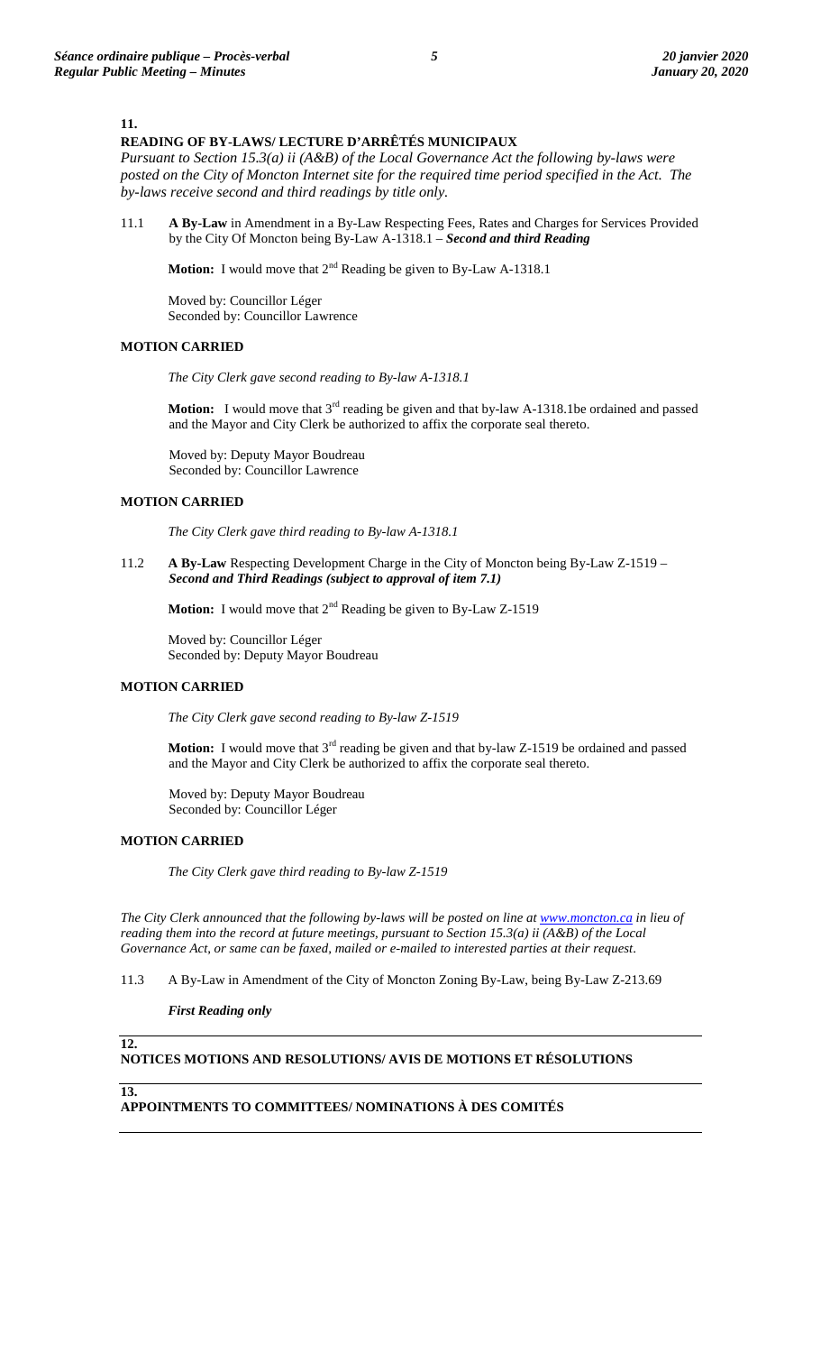## 11.
## READING OF BY-LAWS/ LECTURE D'ARRÊTÉS MUNICIPAUX

*Pursuant to Section 15.3(a) ii (A&B) of the Local Governance Act the following by-laws were posted on the City of Moncton Internet site for the required time period specified in the Act. The by-laws receive second and third readings by title only.*

11.1 **A By-Law** in Amendment in a By-Law Respecting Fees, Rates and Charges for Services Provided by the City Of Moncton being By-Law A-1318.1 – ***Second and third Reading***

**Motion:** I would move that 2nd Reading be given to By-Law A-1318.1

Moved by: Councillor Léger
Seconded by: Councillor Lawrence

**MOTION CARRIED**

*The City Clerk gave second reading to By-law A-1318.1*

**Motion:** I would move that 3rd reading be given and that by-law A-1318.1be ordained and passed and the Mayor and City Clerk be authorized to affix the corporate seal thereto.

Moved by: Deputy Mayor Boudreau
Seconded by: Councillor Lawrence

**MOTION CARRIED**

*The City Clerk gave third reading to By-law A-1318.1*

11.2 **A By-Law** Respecting Development Charge in the City of Moncton being By-Law Z-1519 – ***Second and Third Readings (subject to approval of item 7.1)***

**Motion:** I would move that 2nd Reading be given to By-Law Z-1519

Moved by: Councillor Léger
Seconded by: Deputy Mayor Boudreau

**MOTION CARRIED**

*The City Clerk gave second reading to By-law Z-1519*

**Motion:** I would move that 3rd reading be given and that by-law Z-1519 be ordained and passed and the Mayor and City Clerk be authorized to affix the corporate seal thereto.

Moved by: Deputy Mayor Boudreau
Seconded by: Councillor Léger

**MOTION CARRIED**

*The City Clerk gave third reading to By-law Z-1519*

*The City Clerk announced that the following by-laws will be posted on line at www.moncton.ca in lieu of reading them into the record at future meetings, pursuant to Section 15.3(a) ii (A&B) of the Local Governance Act, or same can be faxed, mailed or e-mailed to interested parties at their request.*

11.3 A By-Law in Amendment of the City of Moncton Zoning By-Law, being By-Law Z-213.69

***First Reading only***

## 12.
## NOTICES MOTIONS AND RESOLUTIONS/ AVIS DE MOTIONS ET RÉSOLUTIONS

## 13.
## APPOINTMENTS TO COMMITTEES/ NOMINATIONS À DES COMITÉS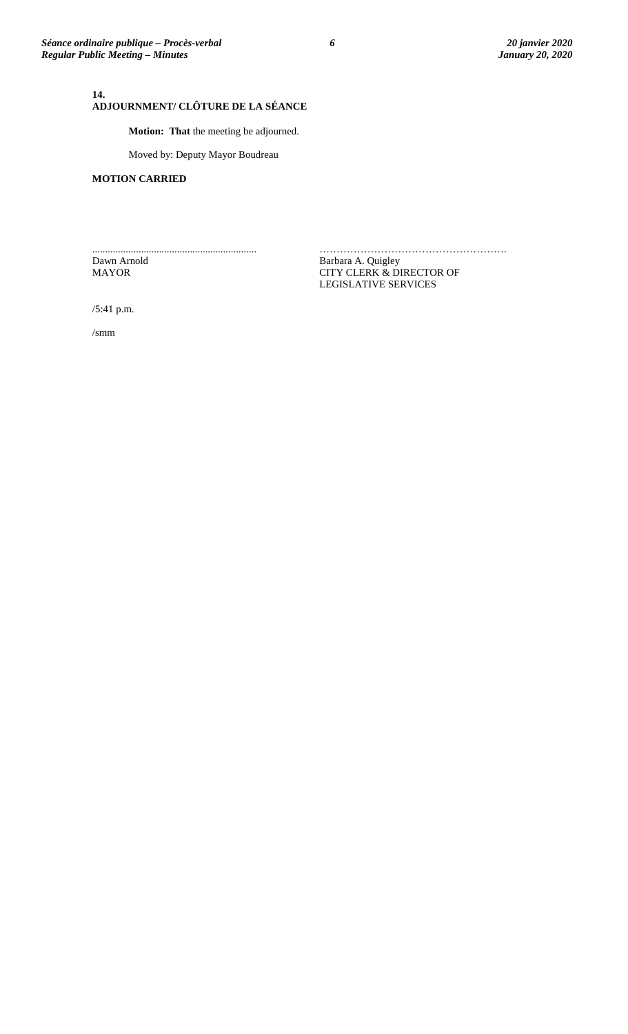## 14. ADJOURNMENT/ CLÔTURE DE LA SÉANCE

**Motion: That** the meeting be adjourned.

Moved by: Deputy Mayor Boudreau

**MOTION CARRIED**

| | |
|---|---|
| ................................................................ | ………………………………………………. |
| Dawn Arnold | Barbara A. Quigley |
| MAYOR | CITY CLERK & DIRECTOR OF LEGISLATIVE SERVICES |

/5:41 p.m.

/smm